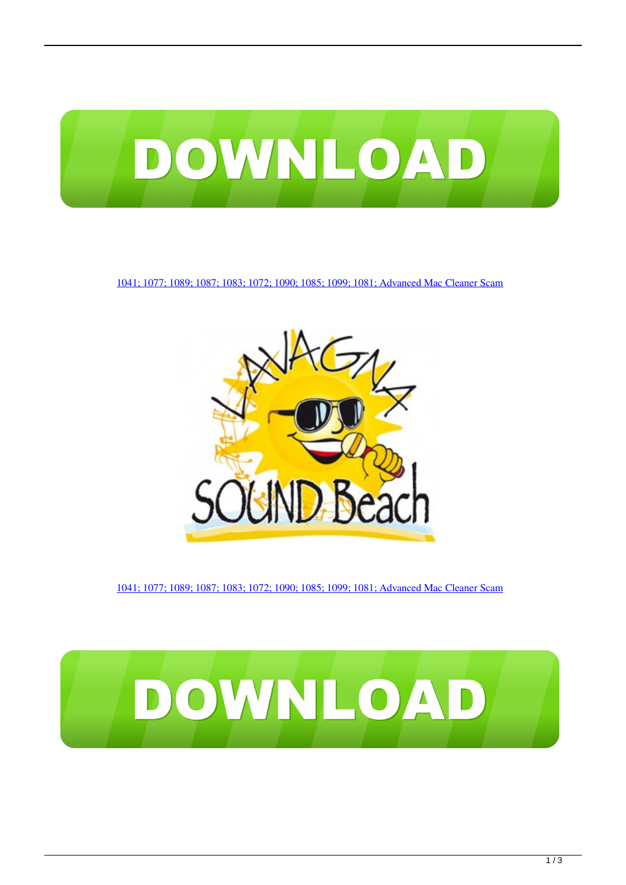DOWNLOAD

[1041; 1077; 1089; 1087; 1083; 1072; 1090; 1085; 1099; 1081; Advanced Mac Cleaner Scam]

[1041; 1077; 1089; 1087; 1083; 1072; 1090; 1085; 1099; 1081; Advanced Mac Cleaner Scam]

DOWNLOAD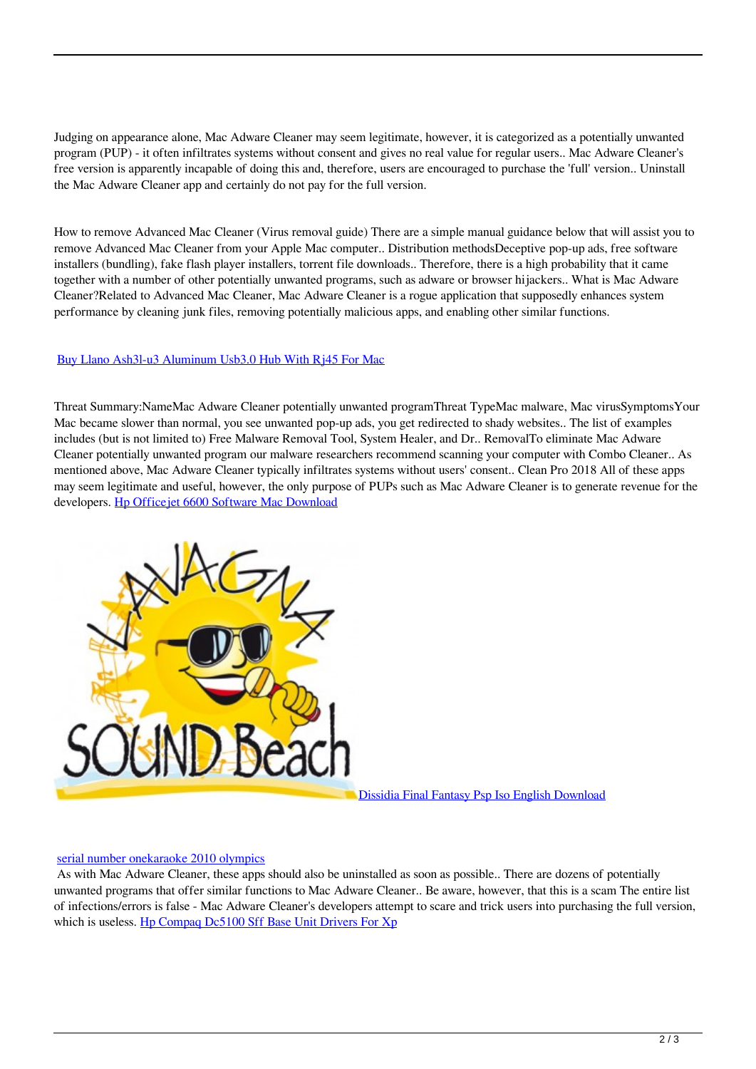Judging on appearance alone, Mac Adware Cleaner may seem legitimate, however, it is categorized as a potentially unwanted program (PUP) - it often infiltrates systems without consent and gives no real value for regular users.. Mac Adware Cleaner's free version is apparently incapable of doing this and, therefore, users are encouraged to purchase the 'full' version.. Uninstall the Mac Adware Cleaner app and certainly do not pay for the full version.

How to remove Advanced Mac Cleaner (Virus removal guide) There are a simple manual guidance below that will assist you to remove Advanced Mac Cleaner from your Apple Mac computer.. Distribution methodsDeceptive pop-up ads, free software installers (bundling), fake flash player installers, torrent file downloads.. Therefore, there is a high probability that it came together with a number of other potentially unwanted programs, such as adware or browser hijackers.. What is Mac Adware Cleaner?Related to Advanced Mac Cleaner, Mac Adware Cleaner is a rogue application that supposedly enhances system performance by cleaning junk files, removing potentially malicious apps, and enabling other similar functions.

[Buy Llano Ash3l-u3 Aluminum Usb3.0 Hub With Rj45 For Mac]()

Threat Summary:NameMac Adware Cleaner potentially unwanted programThreat TypeMac malware, Mac virusSymptomsYour Mac became slower than normal, you see unwanted pop-up ads, you get redirected to shady websites.. The list of examples includes (but is not limited to) Free Malware Removal Tool, System Healer, and Dr.. RemovalTo eliminate Mac Adware Cleaner potentially unwanted program our malware researchers recommend scanning your computer with Combo Cleaner.. As mentioned above, Mac Adware Cleaner typically infiltrates systems without users' consent.. Clean Pro 2018 All of these apps may seem legitimate and useful, however, the only purpose of PUPs such as Mac Adware Cleaner is to generate revenue for the developers. [Hp Officejet 6600 Software Mac Download]()

[Dissidia Final Fantasy Psp Iso English Download]()

[serial number onekaraoke 2010 olympics]()

As with Mac Adware Cleaner, these apps should also be uninstalled as soon as possible.. There are dozens of potentially unwanted programs that offer similar functions to Mac Adware Cleaner.. Be aware, however, that this is a scam The entire list of infections/errors is false - Mac Adware Cleaner's developers attempt to scare and trick users into purchasing the full version, which is useless. [Hp Compaq Dc5100 Sff Base Unit Drivers For Xp]()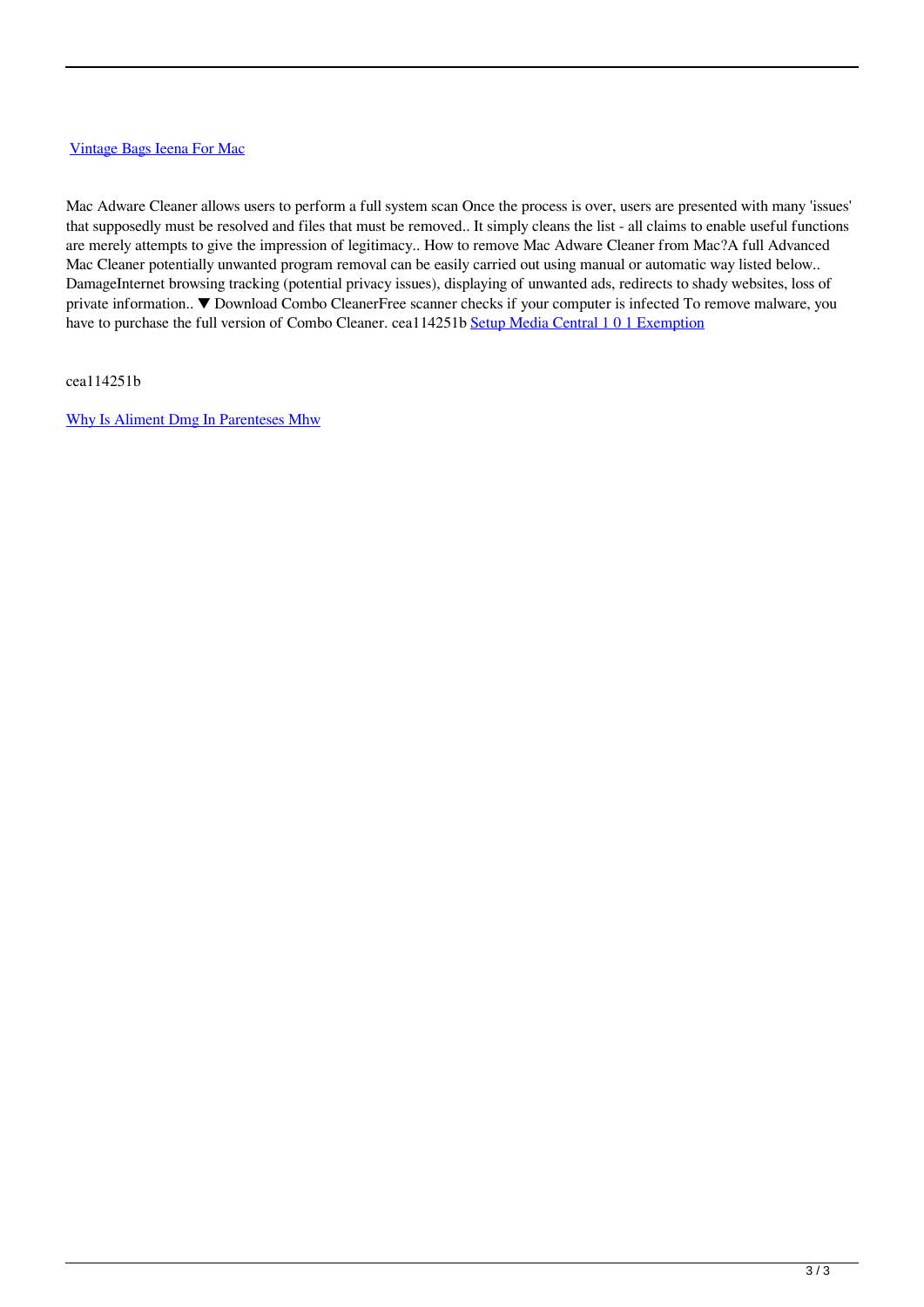[Vintage Bags Ieena For Mac](#)

Mac Adware Cleaner allows users to perform a full system scan Once the process is over, users are presented with many 'issues' that supposedly must be resolved and files that must be removed.. It simply cleans the list - all claims to enable useful functions are merely attempts to give the impression of legitimacy.. How to remove Mac Adware Cleaner from Mac?A full Advanced Mac Cleaner potentially unwanted program removal can be easily carried out using manual or automatic way listed below.. DamageInternet browsing tracking (potential privacy issues), displaying of unwanted ads, redirects to shady websites, loss of private information.. ▼ Download Combo CleanerFree scanner checks if your computer is infected To remove malware, you have to purchase the full version of Combo Cleaner. cea114251b [Setup Media Central 1 0 1 Exemption](#)

cea114251b

[Why Is Aliment Dmg In Parenteses Mhw](#)